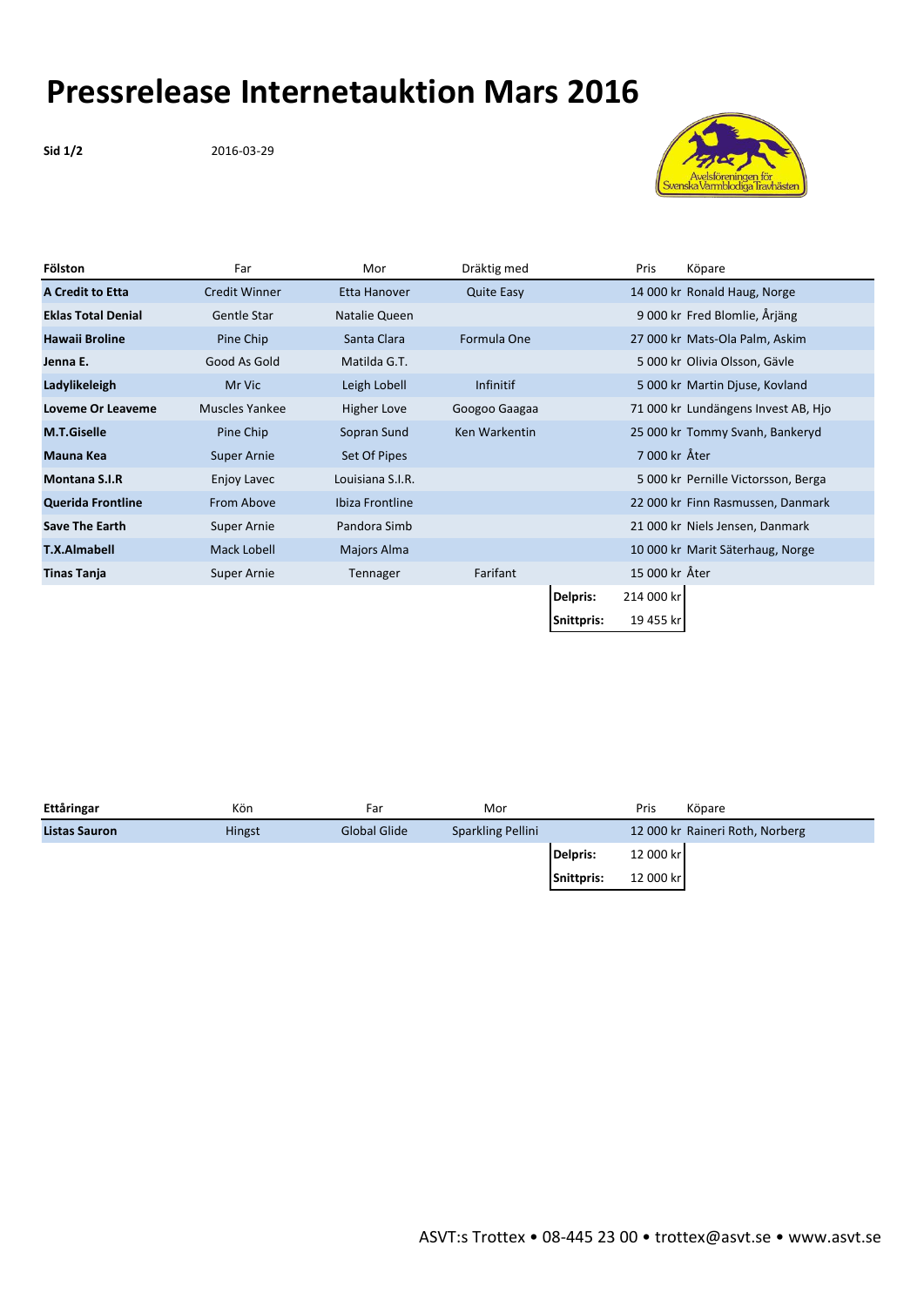# Pressrelease Internetauktion Mars 2016

**Sid 1/2** 2016-03-29

| Fölston | Far | Mor | Dräktig med | | Pris | Köpare |
|---|---|---|---|---|---|---|
| **A Credit to Etta** | Credit Winner | Etta Hanover | Quite Easy | | 14 000 kr | Ronald Haug, Norge |
| **Eklas Total Denial** | Gentle Star | Natalie Queen | | | 9 000 kr | Fred Blomlie, Årjäng |
| **Hawaii Broline** | Pine Chip | Santa Clara | Formula One | | 27 000 kr | Mats-Ola Palm, Askim |
| **Jenna E.** | Good As Gold | Matilda G.T. | | | 5 000 kr | Olivia Olsson, Gävle |
| **Ladylikeleigh** | Mr Vic | Leigh Lobell | Infinitif | | 5 000 kr | Martin Djuse, Kovland |
| **Loveme Or Leaveme** | Muscles Yankee | Higher Love | Googoo Gaagaa | | 71 000 kr | Lundängens Invest AB, Hjo |
| **M.T.Giselle** | Pine Chip | Sopran Sund | Ken Warkentin | | 25 000 kr | Tommy Svanh, Bankeryd |
| **Mauna Kea** | Super Arnie | Set Of Pipes | | | 7 000 kr | Åter |
| **Montana S.I.R** | Enjoy Lavec | Louisiana S.I.R. | | | 5 000 kr | Pernille Victorsson, Berga |
| **Querida Frontline** | From Above | Ibiza Frontline | | | 22 000 kr | Finn Rasmussen, Danmark |
| **Save The Earth** | Super Arnie | Pandora Simb | | | 21 000 kr | Niels Jensen, Danmark |
| **T.X.Almabell** | Mack Lobell | Majors Alma | | | 10 000 kr | Marit Säterhaug, Norge |
| **Tinas Tanja** | Super Arnie | Tennager | Farifant | | 15 000 kr | Åter |
| | | | | **Delpris:** | 214 000 kr | |
| | | | | **Snittpris:** | 19 455 kr | |

| Ettåringar | Kön | Far | Mor | | Pris | Köpare |
|---|---|---|---|---|---|---|
| **Listas Sauron** | Hingst | Global Glide | Sparkling Pellini | | 12 000 kr | Raineri Roth, Norberg |
| | | | | **Delpris:** | 12 000 kr | |
| | | | | **Snittpris:** | 12 000 kr | |

ASVT:s Trottex • 08-445 23 00 • trottex@asvt.se • www.asvt.se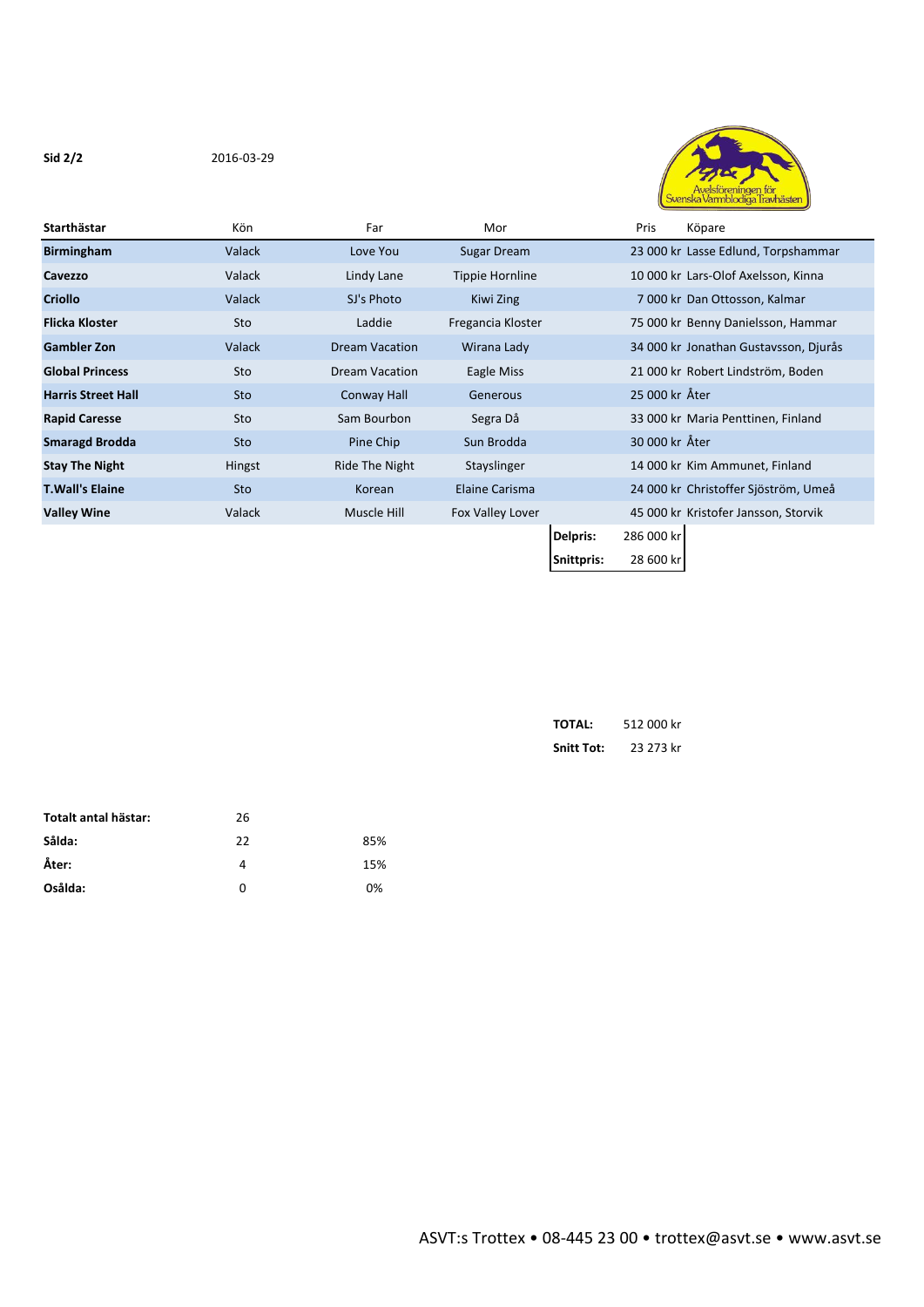**Sid 2/2** 2016-03-29

| Starthästar | Kön | Far | Mor | Pris | Köpare |
|---|---|---|---|---|---|
| **Birmingham** | Valack | Love You | Sugar Dream | 23 000 kr | Lasse Edlund, Torpshammar |
| **Cavezzo** | Valack | Lindy Lane | Tippie Hornline | 10 000 kr | Lars-Olof Axelsson, Kinna |
| **Criollo** | Valack | SJ's Photo | Kiwi Zing | 7 000 kr | Dan Ottosson, Kalmar |
| **Flicka Kloster** | Sto | Laddie | Fregancia Kloster | 75 000 kr | Benny Danielsson, Hammar |
| **Gambler Zon** | Valack | Dream Vacation | Wirana Lady | 34 000 kr | Jonathan Gustavsson, Djurås |
| **Global Princess** | Sto | Dream Vacation | Eagle Miss | 21 000 kr | Robert Lindström, Boden |
| **Harris Street Hall** | Sto | Conway Hall | Generous | 25 000 kr | Åter |
| **Rapid Caresse** | Sto | Sam Bourbon | Segra Då | 33 000 kr | Maria Penttinen, Finland |
| **Smaragd Brodda** | Sto | Pine Chip | Sun Brodda | 30 000 kr | Åter |
| **Stay The Night** | Hingst | Ride The Night | Stayslinger | 14 000 kr | Kim Ammunet, Finland |
| **T.Wall's Elaine** | Sto | Korean | Elaine Carisma | 24 000 kr | Christoffer Sjöström, Umeå |
| **Valley Wine** | Valack | Muscle Hill | Fox Valley Lover | 45 000 kr | Kristofer Jansson, Storvik |

**Delpris:** 286 000 kr

**Snittpris:** 28 600 kr

**TOTAL:** 512 000 kr

**Snitt Tot:** 23 273 kr

| | | |
|---|---|---|
| **Totalt antal hästar:** | 26 | |
| **Sålda:** | 22 | 85% |
| **Åter:** | 4 | 15% |
| **Osålda:** | 0 | 0% |

ASVT:s Trottex • 08-445 23 00 • trottex@asvt.se • www.asvt.se